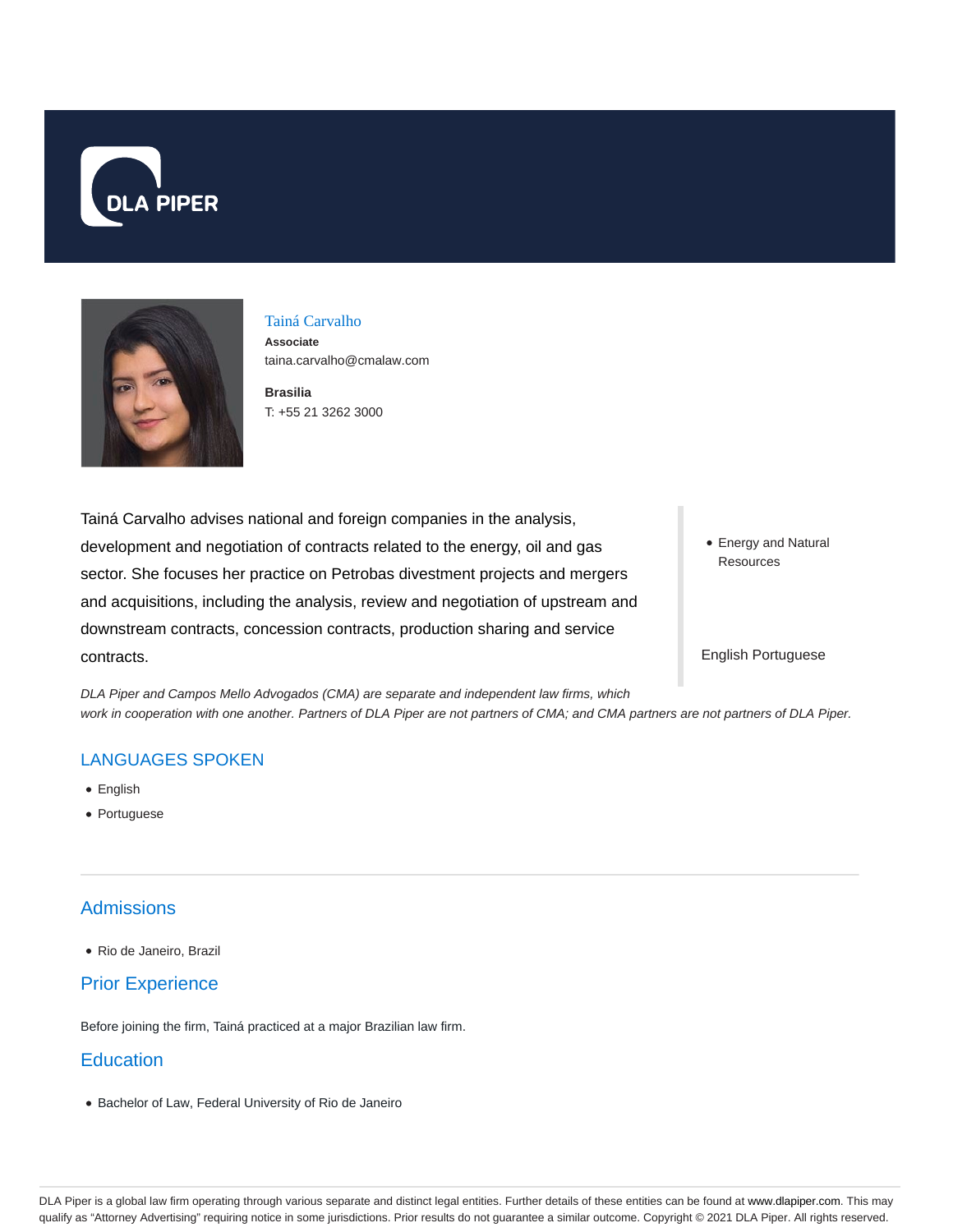# Tainá Carvalho

**Associate**
taina.carvalho@cmalaw.com

**Brasilia**
T: +55 21 3262 3000

Tainá Carvalho advises national and foreign companies in the analysis, development and negotiation of contracts related to the energy, oil and gas sector. She focuses her practice on Petrobas divestment projects and mergers and acquisitions, including the analysis, review and negotiation of upstream and downstream contracts, concession contracts, production sharing and service contracts.

- Energy and Natural Resources

English Portuguese

*DLA Piper and Campos Mello Advogados (CMA) are separate and independent law firms, which work in cooperation with one another. Partners of DLA Piper are not partners of CMA; and CMA partners are not partners of DLA Piper.*

## LANGUAGES SPOKEN

- English
- Portuguese

## Admissions

- Rio de Janeiro, Brazil

## Prior Experience

Before joining the firm, Tainá practiced at a major Brazilian law firm.

## Education

- Bachelor of Law, Federal University of Rio de Janeiro

DLA Piper is a global law firm operating through various separate and distinct legal entities. Further details of these entities can be found at www.dlapiper.com. This may qualify as "Attorney Advertising" requiring notice in some jurisdictions. Prior results do not guarantee a similar outcome. Copyright © 2021 DLA Piper. All rights reserved.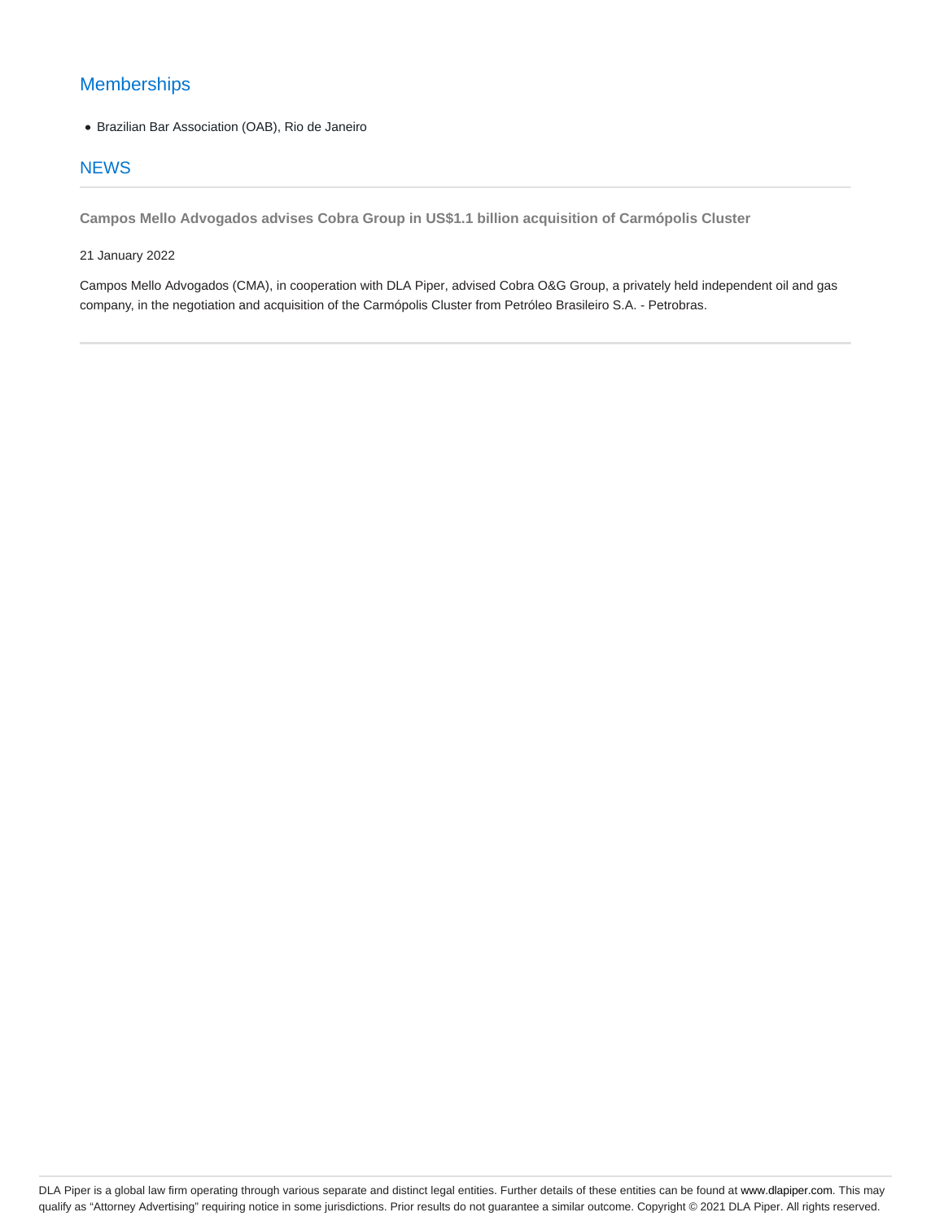## Memberships

- Brazilian Bar Association (OAB), Rio de Janeiro

## NEWS

**Campos Mello Advogados advises Cobra Group in US$1.1 billion acquisition of Carmópolis Cluster**

21 January 2022

Campos Mello Advogados (CMA), in cooperation with DLA Piper, advised Cobra O&G Group, a privately held independent oil and gas company, in the negotiation and acquisition of the Carmópolis Cluster from Petróleo Brasileiro S.A. - Petrobras.